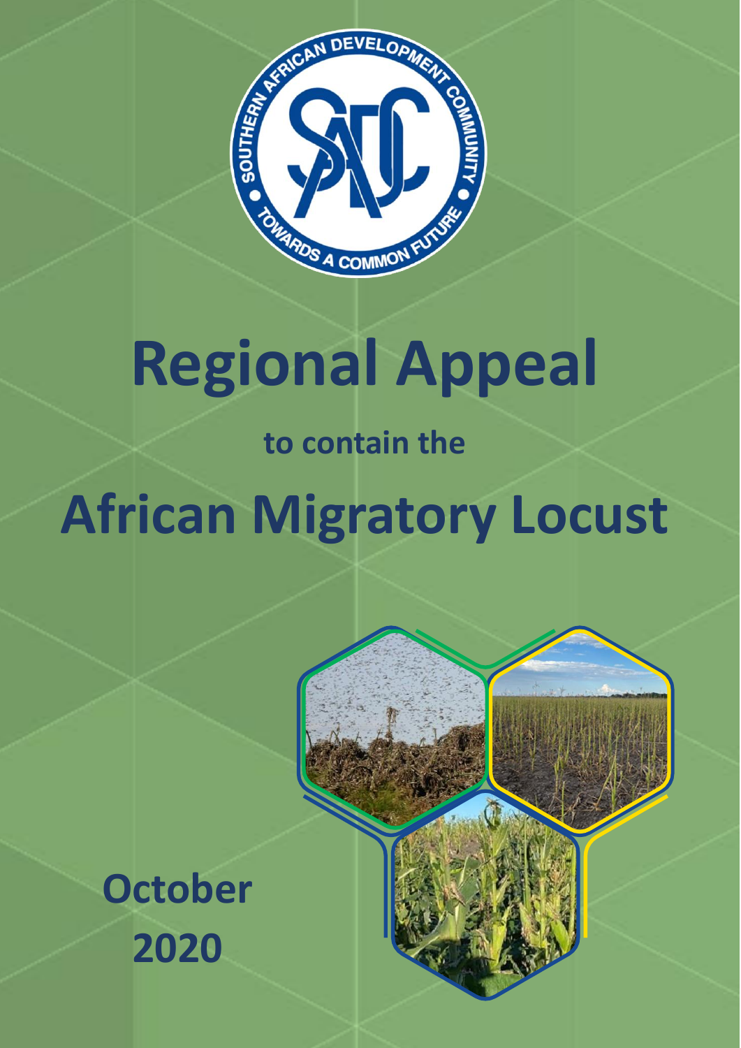# Regional Appeal

### to contain the

# African Migratory Locust

**October 2020**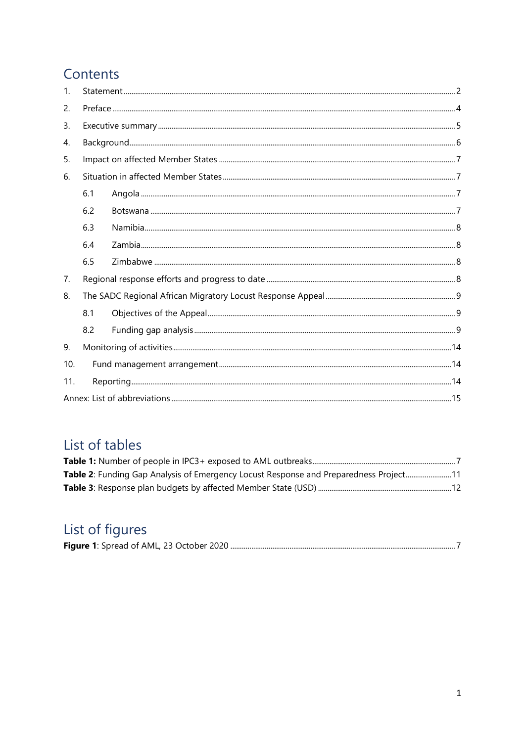# Contents

1. Statement ... 2
2. Preface ... 4
3. Executive summary ... 5
4. Background ... 6
5. Impact on affected Member States ... 7
6. Situation in affected Member States ... 7
   - 6.1 Angola ... 7
   - 6.2 Botswana ... 7
   - 6.3 Namibia ... 8
   - 6.4 Zambia ... 8
   - 6.5 Zimbabwe ... 8
7. Regional response efforts and progress to date ... 8
8. The SADC Regional African Migratory Locust Response Appeal ... 9
   - 8.1 Objectives of the Appeal ... 9
   - 8.2 Funding gap analysis ... 9
9. Monitoring of activities ... 14
10. Fund management arrangement ... 14
11. Reporting ... 14

Annex: List of abbreviations ... 15

# List of tables

**Table 1:** Number of people in IPC3+ exposed to AML outbreaks ... 7
**Table 2**: Funding Gap Analysis of Emergency Locust Response and Preparedness Project ... 11
**Table 3**: Response plan budgets by affected Member State (USD) ... 12

# List of figures

**Figure 1**: Spread of AML, 23 October 2020 ... 7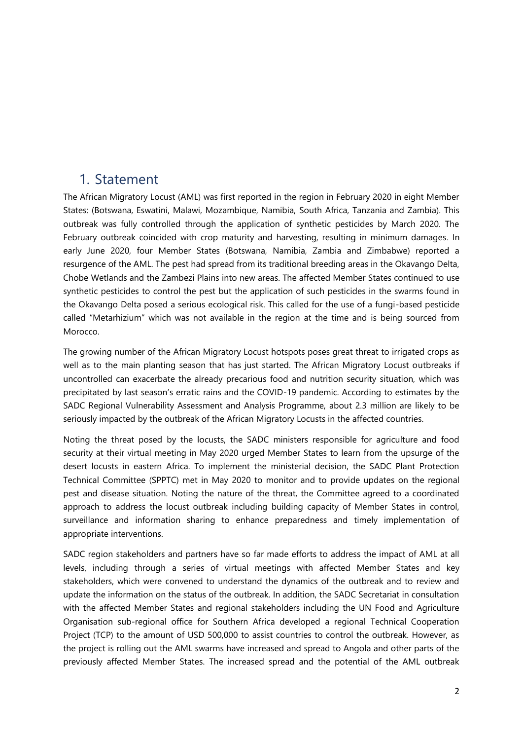# 1. Statement

The African Migratory Locust (AML) was first reported in the region in February 2020 in eight Member States: (Botswana, Eswatini, Malawi, Mozambique, Namibia, South Africa, Tanzania and Zambia). This outbreak was fully controlled through the application of synthetic pesticides by March 2020. The February outbreak coincided with crop maturity and harvesting, resulting in minimum damages. In early June 2020, four Member States (Botswana, Namibia, Zambia and Zimbabwe) reported a resurgence of the AML. The pest had spread from its traditional breeding areas in the Okavango Delta, Chobe Wetlands and the Zambezi Plains into new areas. The affected Member States continued to use synthetic pesticides to control the pest but the application of such pesticides in the swarms found in the Okavango Delta posed a serious ecological risk. This called for the use of a fungi-based pesticide called "Metarhizium" which was not available in the region at the time and is being sourced from Morocco.

The growing number of the African Migratory Locust hotspots poses great threat to irrigated crops as well as to the main planting season that has just started. The African Migratory Locust outbreaks if uncontrolled can exacerbate the already precarious food and nutrition security situation, which was precipitated by last season's erratic rains and the COVID-19 pandemic. According to estimates by the SADC Regional Vulnerability Assessment and Analysis Programme, about 2.3 million are likely to be seriously impacted by the outbreak of the African Migratory Locusts in the affected countries.

Noting the threat posed by the locusts, the SADC ministers responsible for agriculture and food security at their virtual meeting in May 2020 urged Member States to learn from the upsurge of the desert locusts in eastern Africa. To implement the ministerial decision, the SADC Plant Protection Technical Committee (SPPTC) met in May 2020 to monitor and to provide updates on the regional pest and disease situation. Noting the nature of the threat, the Committee agreed to a coordinated approach to address the locust outbreak including building capacity of Member States in control, surveillance and information sharing to enhance preparedness and timely implementation of appropriate interventions.

SADC region stakeholders and partners have so far made efforts to address the impact of AML at all levels, including through a series of virtual meetings with affected Member States and key stakeholders, which were convened to understand the dynamics of the outbreak and to review and update the information on the status of the outbreak. In addition, the SADC Secretariat in consultation with the affected Member States and regional stakeholders including the UN Food and Agriculture Organisation sub-regional office for Southern Africa developed a regional Technical Cooperation Project (TCP) to the amount of USD 500,000 to assist countries to control the outbreak. However, as the project is rolling out the AML swarms have increased and spread to Angola and other parts of the previously affected Member States. The increased spread and the potential of the AML outbreak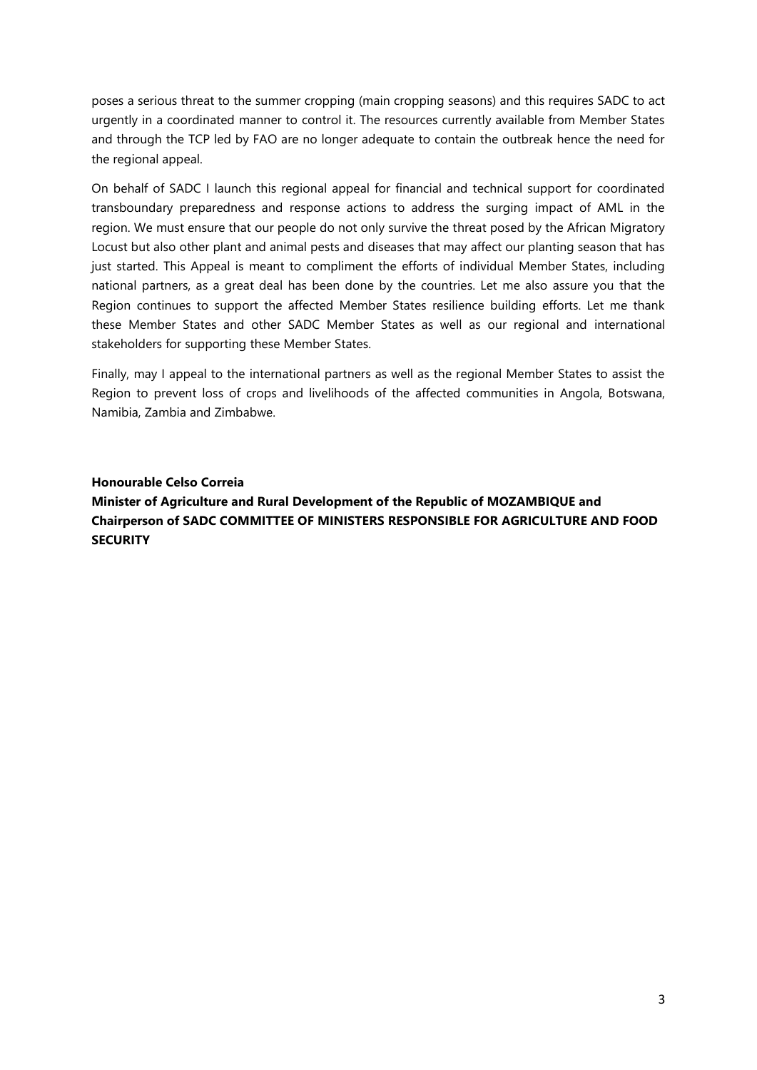poses a serious threat to the summer cropping (main cropping seasons) and this requires SADC to act urgently in a coordinated manner to control it. The resources currently available from Member States and through the TCP led by FAO are no longer adequate to contain the outbreak hence the need for the regional appeal.

On behalf of SADC I launch this regional appeal for financial and technical support for coordinated transboundary preparedness and response actions to address the surging impact of AML in the region. We must ensure that our people do not only survive the threat posed by the African Migratory Locust but also other plant and animal pests and diseases that may affect our planting season that has just started. This Appeal is meant to compliment the efforts of individual Member States, including national partners, as a great deal has been done by the countries. Let me also assure you that the Region continues to support the affected Member States resilience building efforts. Let me thank these Member States and other SADC Member States as well as our regional and international stakeholders for supporting these Member States.

Finally, may I appeal to the international partners as well as the regional Member States to assist the Region to prevent loss of crops and livelihoods of the affected communities in Angola, Botswana, Namibia, Zambia and Zimbabwe.

**Honourable Celso Correia**

**Minister of Agriculture and Rural Development of the Republic of MOZAMBIQUE and Chairperson of SADC COMMITTEE OF MINISTERS RESPONSIBLE FOR AGRICULTURE AND FOOD SECURITY**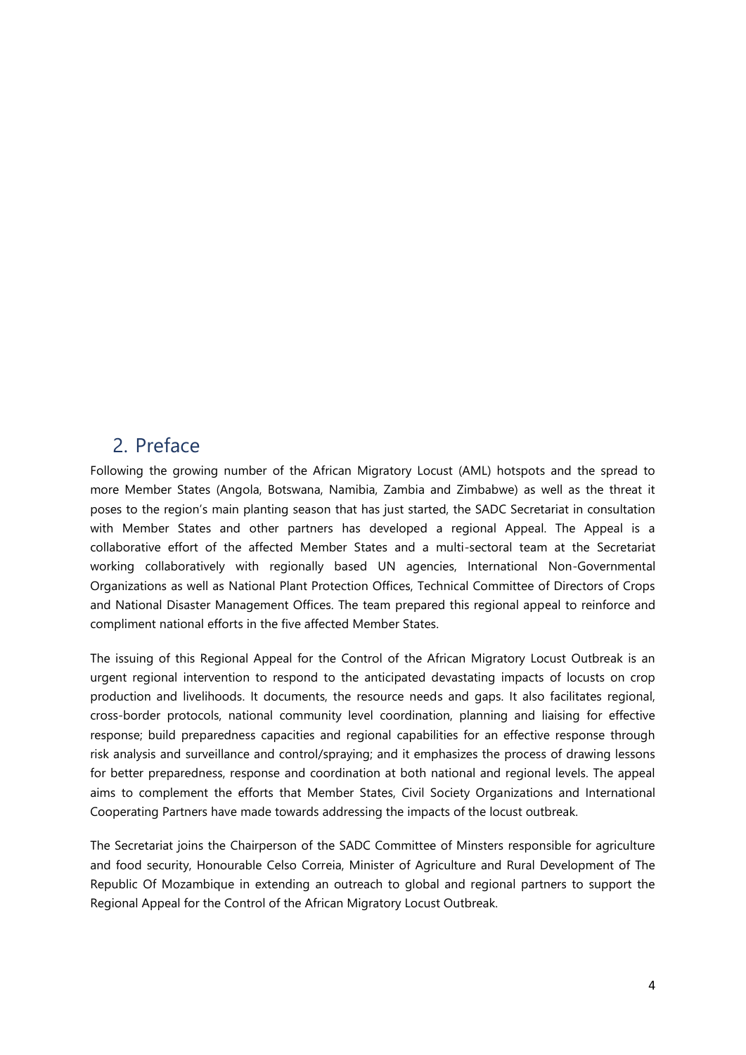## 2. Preface

Following the growing number of the African Migratory Locust (AML) hotspots and the spread to more Member States (Angola, Botswana, Namibia, Zambia and Zimbabwe) as well as the threat it poses to the region's main planting season that has just started, the SADC Secretariat in consultation with Member States and other partners has developed a regional Appeal. The Appeal is a collaborative effort of the affected Member States and a multi-sectoral team at the Secretariat working collaboratively with regionally based UN agencies, International Non-Governmental Organizations as well as National Plant Protection Offices, Technical Committee of Directors of Crops and National Disaster Management Offices. The team prepared this regional appeal to reinforce and compliment national efforts in the five affected Member States.

The issuing of this Regional Appeal for the Control of the African Migratory Locust Outbreak is an urgent regional intervention to respond to the anticipated devastating impacts of locusts on crop production and livelihoods. It documents, the resource needs and gaps. It also facilitates regional, cross-border protocols, national community level coordination, planning and liaising for effective response; build preparedness capacities and regional capabilities for an effective response through risk analysis and surveillance and control/spraying; and it emphasizes the process of drawing lessons for better preparedness, response and coordination at both national and regional levels. The appeal aims to complement the efforts that Member States, Civil Society Organizations and International Cooperating Partners have made towards addressing the impacts of the locust outbreak.

The Secretariat joins the Chairperson of the SADC Committee of Minsters responsible for agriculture and food security, Honourable Celso Correia, Minister of Agriculture and Rural Development of The Republic Of Mozambique in extending an outreach to global and regional partners to support the Regional Appeal for the Control of the African Migratory Locust Outbreak.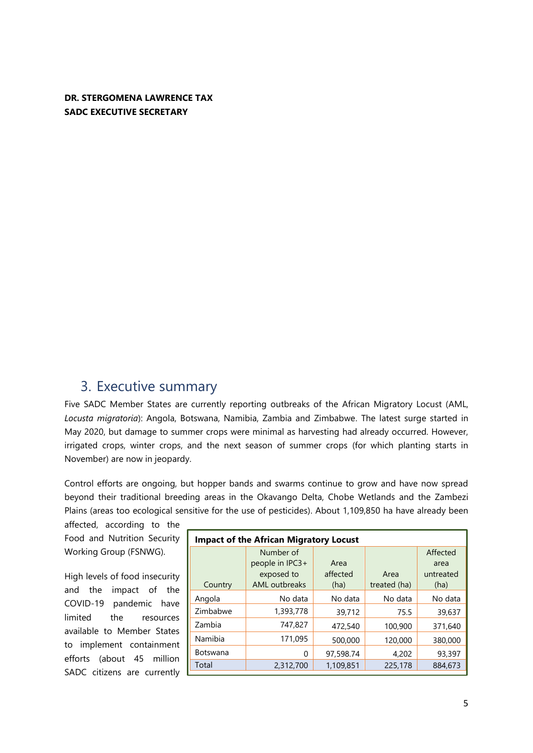**DR. STERGOMENA LAWRENCE TAX**
**SADC EXECUTIVE SECRETARY**

## 3. Executive summary

Five SADC Member States are currently reporting outbreaks of the African Migratory Locust (AML, *Locusta migratoria*): Angola, Botswana, Namibia, Zambia and Zimbabwe. The latest surge started in May 2020, but damage to summer crops were minimal as harvesting had already occurred. However, irrigated crops, winter crops, and the next season of summer crops (for which planting starts in November) are now in jeopardy.

Control efforts are ongoing, but hopper bands and swarms continue to grow and have now spread beyond their traditional breeding areas in the Okavango Delta, Chobe Wetlands and the Zambezi Plains (areas too ecological sensitive for the use of pesticides). About 1,109,850 ha have already been affected, according to the Food and Nutrition Security Working Group (FSNWG).

**Impact of the African Migratory Locust**

| Country | Number of people in IPC3+ exposed to AML outbreaks | Area affected (ha) | Area treated (ha) | Affected area untreated (ha) |
|---|---|---|---|---|
| Angola | No data | No data | No data | No data |
| Zimbabwe | 1,393,778 | 39,712 | 75.5 | 39,637 |
| Zambia | 747,827 | 472,540 | 100,900 | 371,640 |
| Namibia | 171,095 | 500,000 | 120,000 | 380,000 |
| Botswana | 0 | 97,598.74 | 4,202 | 93,397 |
| Total | 2,312,700 | 1,109,851 | 225,178 | 884,673 |

High levels of food insecurity and the impact of the COVID-19 pandemic have limited the resources available to Member States to implement containment efforts (about 45 million SADC citizens are currently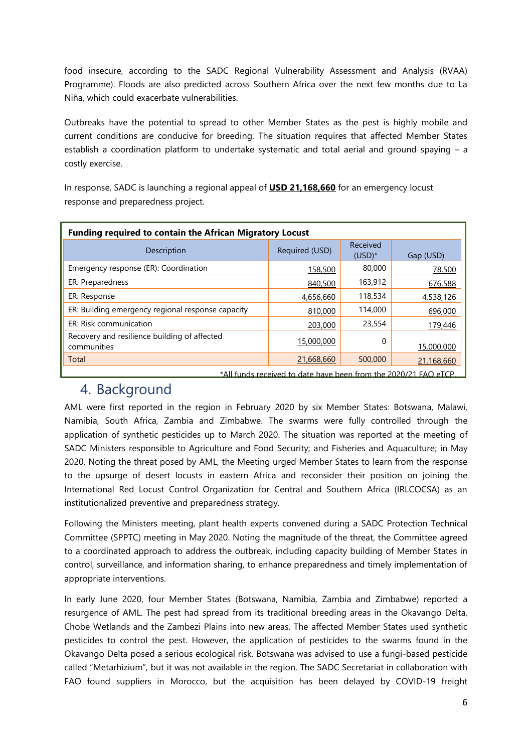food insecure, according to the SADC Regional Vulnerability Assessment and Analysis (RVAA) Programme). Floods are also predicted across Southern Africa over the next few months due to La Niña, which could exacerbate vulnerabilities.

Outbreaks have the potential to spread to other Member States as the pest is highly mobile and current conditions are conducive for breeding. The situation requires that affected Member States establish a coordination platform to undertake systematic and total aerial and ground spaying – a costly exercise.

In response, SADC is launching a regional appeal of **USD 21,168,660** for an emergency locust response and preparedness project.

**Funding required to contain the African Migratory Locust**

| Description | Required (USD) | Received (USD)* | Gap (USD) |
|---|---|---|---|
| Emergency response (ER): Coordination | 158,500 | 80,000 | 78,500 |
| ER: Preparedness | 840,500 | 163,912 | 676,588 |
| ER: Response | 4,656,660 | 118,534 | 4,538,126 |
| ER: Building emergency regional response capacity | 810,000 | 114,000 | 696,000 |
| ER: Risk communication | 203,000 | 23,554 | 179,446 |
| Recovery and resilience building of affected communities | 15,000,000 | 0 | 15,000,000 |
| Total | 21,668,660 | 500,000 | 21,168,660 |

*All funds received to date have been from the 2020/21 FAO eTCP.

## 4. Background

AML were first reported in the region in February 2020 by six Member States: Botswana, Malawi, Namibia, South Africa, Zambia and Zimbabwe. The swarms were fully controlled through the application of synthetic pesticides up to March 2020. The situation was reported at the meeting of SADC Ministers responsible to Agriculture and Food Security; and Fisheries and Aquaculture; in May 2020. Noting the threat posed by AML, the Meeting urged Member States to learn from the response to the upsurge of desert locusts in eastern Africa and reconsider their position on joining the International Red Locust Control Organization for Central and Southern Africa (IRLCOCSA) as an institutionalized preventive and preparedness strategy.

Following the Ministers meeting, plant health experts convened during a SADC Protection Technical Committee (SPPTC) meeting in May 2020. Noting the magnitude of the threat, the Committee agreed to a coordinated approach to address the outbreak, including capacity building of Member States in control, surveillance, and information sharing, to enhance preparedness and timely implementation of appropriate interventions.

In early June 2020, four Member States (Botswana, Namibia, Zambia and Zimbabwe) reported a resurgence of AML. The pest had spread from its traditional breeding areas in the Okavango Delta, Chobe Wetlands and the Zambezi Plains into new areas. The affected Member States used synthetic pesticides to control the pest. However, the application of pesticides to the swarms found in the Okavango Delta posed a serious ecological risk. Botswana was advised to use a fungi-based pesticide called "Metarhizium", but it was not available in the region. The SADC Secretariat in collaboration with FAO found suppliers in Morocco, but the acquisition has been delayed by COVID-19 freight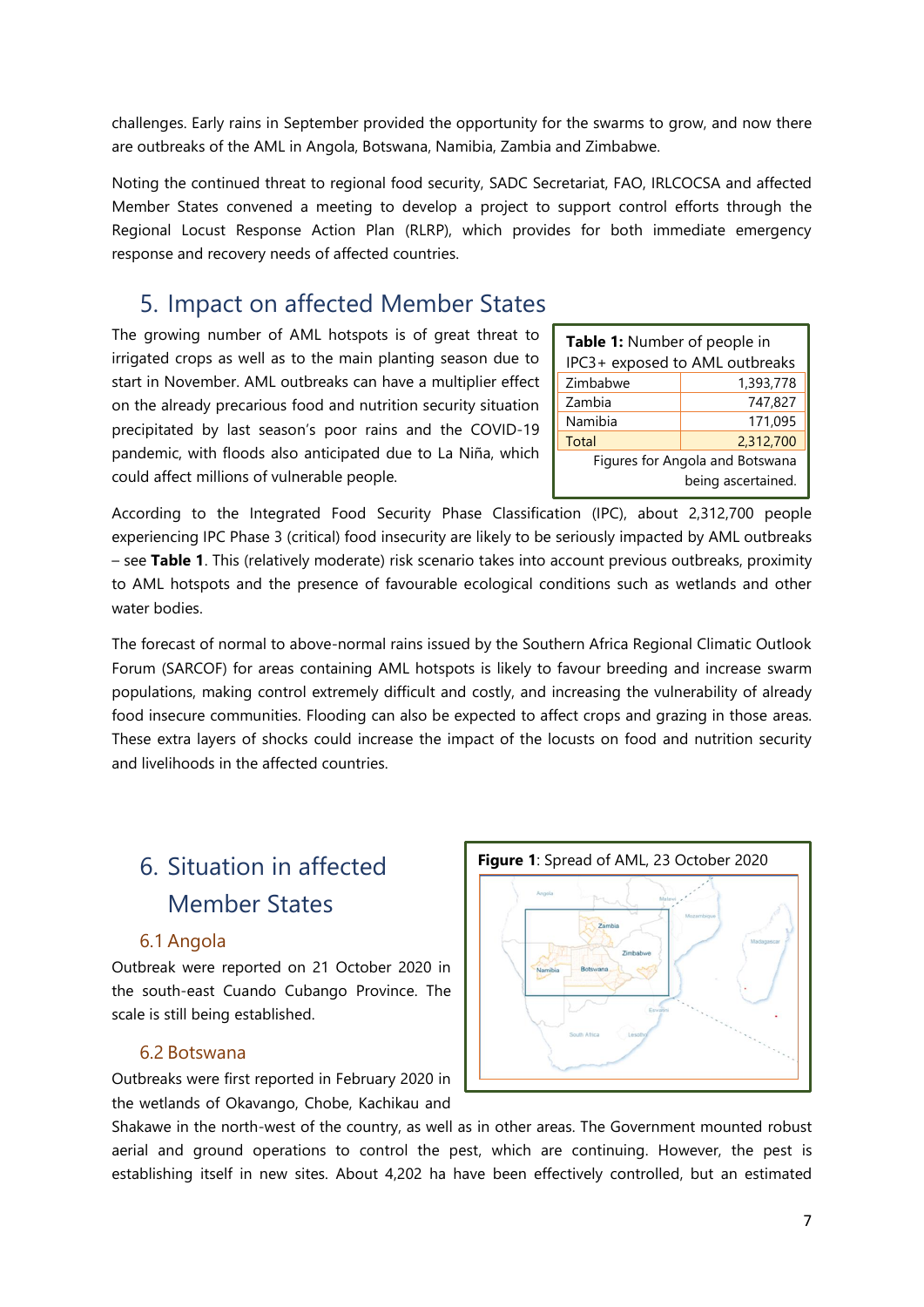challenges. Early rains in September provided the opportunity for the swarms to grow, and now there are outbreaks of the AML in Angola, Botswana, Namibia, Zambia and Zimbabwe.

Noting the continued threat to regional food security, SADC Secretariat, FAO, IRLCOCSA and affected Member States convened a meeting to develop a project to support control efforts through the Regional Locust Response Action Plan (RLRP), which provides for both immediate emergency response and recovery needs of affected countries.

## 5. Impact on affected Member States

The growing number of AML hotspots is of great threat to irrigated crops as well as to the main planting season due to start in November. AML outbreaks can have a multiplier effect on the already precarious food and nutrition security situation precipitated by last season's poor rains and the COVID-19 pandemic, with floods also anticipated due to La Niña, which could affect millions of vulnerable people.

**Table 1:** Number of people in IPC3+ exposed to AML outbreaks

| Country | Number |
|---|---|
| Zimbabwe | 1,393,778 |
| Zambia | 747,827 |
| Namibia | 171,095 |
| Total | 2,312,700 |

Figures for Angola and Botswana being ascertained.

According to the Integrated Food Security Phase Classification (IPC), about 2,312,700 people experiencing IPC Phase 3 (critical) food insecurity are likely to be seriously impacted by AML outbreaks – see **Table 1**. This (relatively moderate) risk scenario takes into account previous outbreaks, proximity to AML hotspots and the presence of favourable ecological conditions such as wetlands and other water bodies.

The forecast of normal to above-normal rains issued by the Southern Africa Regional Climatic Outlook Forum (SARCOF) for areas containing AML hotspots is likely to favour breeding and increase swarm populations, making control extremely difficult and costly, and increasing the vulnerability of already food insecure communities. Flooding can also be expected to affect crops and grazing in those areas. These extra layers of shocks could increase the impact of the locusts on food and nutrition security and livelihoods in the affected countries.

## 6. Situation in affected Member States

**Figure 1**: Spread of AML, 23 October 2020

### 6.1 Angola

Outbreak were reported on 21 October 2020 in the south-east Cuando Cubango Province. The scale is still being established.

### 6.2 Botswana

Outbreaks were first reported in February 2020 in the wetlands of Okavango, Chobe, Kachikau and Shakawe in the north-west of the country, as well as in other areas. The Government mounted robust aerial and ground operations to control the pest, which are continuing. However, the pest is establishing itself in new sites. About 4,202 ha have been effectively controlled, but an estimated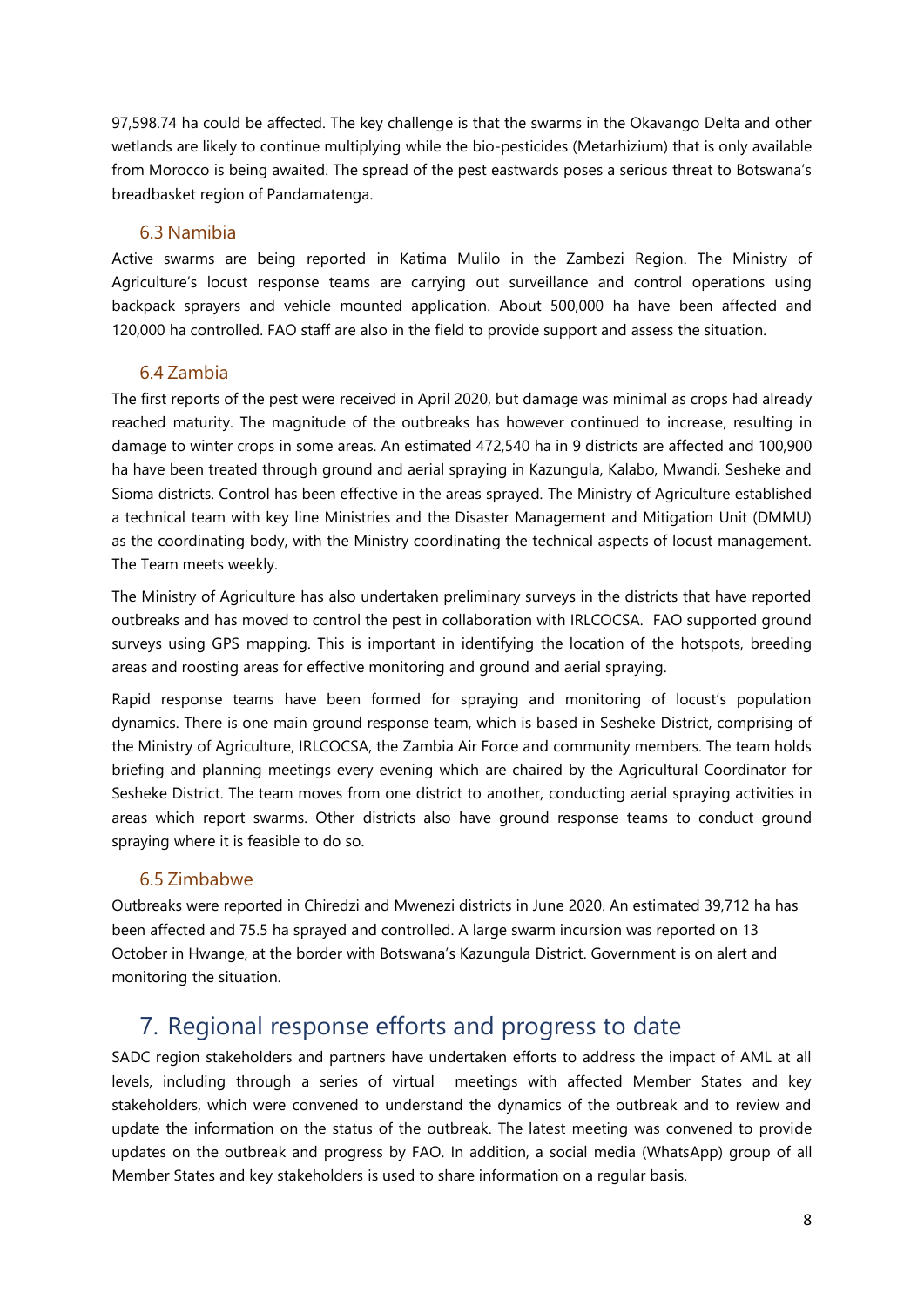97,598.74 ha could be affected. The key challenge is that the swarms in the Okavango Delta and other wetlands are likely to continue multiplying while the bio-pesticides (Metarhizium) that is only available from Morocco is being awaited. The spread of the pest eastwards poses a serious threat to Botswana's breadbasket region of Pandamatenga.

### 6.3 Namibia

Active swarms are being reported in Katima Mulilo in the Zambezi Region. The Ministry of Agriculture's locust response teams are carrying out surveillance and control operations using backpack sprayers and vehicle mounted application. About 500,000 ha have been affected and 120,000 ha controlled. FAO staff are also in the field to provide support and assess the situation.

### 6.4 Zambia

The first reports of the pest were received in April 2020, but damage was minimal as crops had already reached maturity. The magnitude of the outbreaks has however continued to increase, resulting in damage to winter crops in some areas. An estimated 472,540 ha in 9 districts are affected and 100,900 ha have been treated through ground and aerial spraying in Kazungula, Kalabo, Mwandi, Sesheke and Sioma districts. Control has been effective in the areas sprayed. The Ministry of Agriculture established a technical team with key line Ministries and the Disaster Management and Mitigation Unit (DMMU) as the coordinating body, with the Ministry coordinating the technical aspects of locust management. The Team meets weekly.

The Ministry of Agriculture has also undertaken preliminary surveys in the districts that have reported outbreaks and has moved to control the pest in collaboration with IRLCOCSA. FAO supported ground surveys using GPS mapping. This is important in identifying the location of the hotspots, breeding areas and roosting areas for effective monitoring and ground and aerial spraying.

Rapid response teams have been formed for spraying and monitoring of locust's population dynamics. There is one main ground response team, which is based in Sesheke District, comprising of the Ministry of Agriculture, IRLCOCSA, the Zambia Air Force and community members. The team holds briefing and planning meetings every evening which are chaired by the Agricultural Coordinator for Sesheke District. The team moves from one district to another, conducting aerial spraying activities in areas which report swarms. Other districts also have ground response teams to conduct ground spraying where it is feasible to do so.

### 6.5 Zimbabwe

Outbreaks were reported in Chiredzi and Mwenezi districts in June 2020. An estimated 39,712 ha has been affected and 75.5 ha sprayed and controlled. A large swarm incursion was reported on 13 October in Hwange, at the border with Botswana's Kazungula District. Government is on alert and monitoring the situation.

## 7. Regional response efforts and progress to date

SADC region stakeholders and partners have undertaken efforts to address the impact of AML at all levels, including through a series of virtual meetings with affected Member States and key stakeholders, which were convened to understand the dynamics of the outbreak and to review and update the information on the status of the outbreak. The latest meeting was convened to provide updates on the outbreak and progress by FAO. In addition, a social media (WhatsApp) group of all Member States and key stakeholders is used to share information on a regular basis.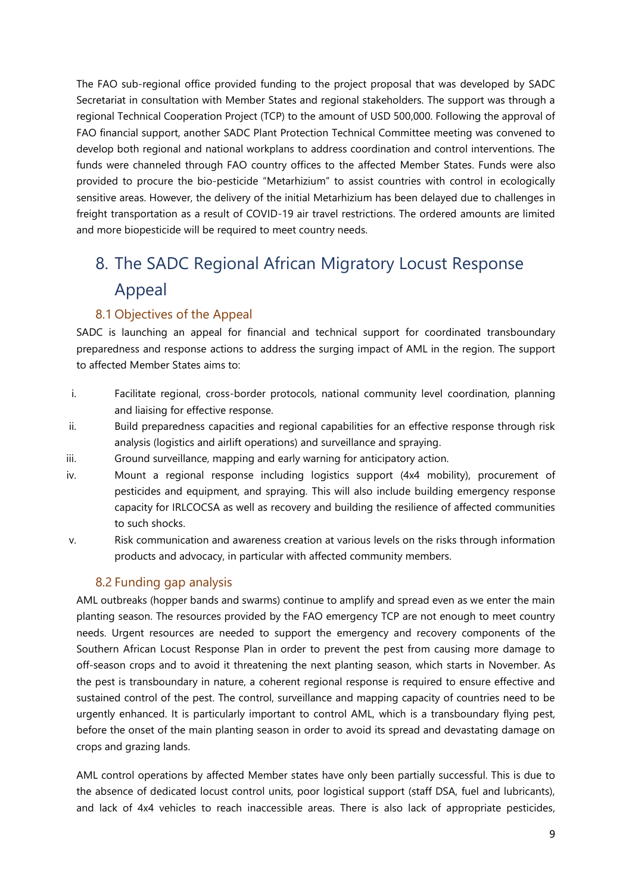The FAO sub-regional office provided funding to the project proposal that was developed by SADC Secretariat in consultation with Member States and regional stakeholders. The support was through a regional Technical Cooperation Project (TCP) to the amount of USD 500,000. Following the approval of FAO financial support, another SADC Plant Protection Technical Committee meeting was convened to develop both regional and national workplans to address coordination and control interventions. The funds were channeled through FAO country offices to the affected Member States. Funds were also provided to procure the bio-pesticide "Metarhizium" to assist countries with control in ecologically sensitive areas. However, the delivery of the initial Metarhizium has been delayed due to challenges in freight transportation as a result of COVID-19 air travel restrictions. The ordered amounts are limited and more biopesticide will be required to meet country needs.

# 8. The SADC Regional African Migratory Locust Response Appeal

## 8.1 Objectives of the Appeal

SADC is launching an appeal for financial and technical support for coordinated transboundary preparedness and response actions to address the surging impact of AML in the region. The support to affected Member States aims to:

i. Facilitate regional, cross-border protocols, national community level coordination, planning and liaising for effective response.
ii. Build preparedness capacities and regional capabilities for an effective response through risk analysis (logistics and airlift operations) and surveillance and spraying.
iii. Ground surveillance, mapping and early warning for anticipatory action.
iv. Mount a regional response including logistics support (4x4 mobility), procurement of pesticides and equipment, and spraying. This will also include building emergency response capacity for IRLCOCSA as well as recovery and building the resilience of affected communities to such shocks.
v. Risk communication and awareness creation at various levels on the risks through information products and advocacy, in particular with affected community members.

## 8.2 Funding gap analysis

AML outbreaks (hopper bands and swarms) continue to amplify and spread even as we enter the main planting season. The resources provided by the FAO emergency TCP are not enough to meet country needs. Urgent resources are needed to support the emergency and recovery components of the Southern African Locust Response Plan in order to prevent the pest from causing more damage to off-season crops and to avoid it threatening the next planting season, which starts in November. As the pest is transboundary in nature, a coherent regional response is required to ensure effective and sustained control of the pest. The control, surveillance and mapping capacity of countries need to be urgently enhanced. It is particularly important to control AML, which is a transboundary flying pest, before the onset of the main planting season in order to avoid its spread and devastating damage on crops and grazing lands.

AML control operations by affected Member states have only been partially successful. This is due to the absence of dedicated locust control units, poor logistical support (staff DSA, fuel and lubricants), and lack of 4x4 vehicles to reach inaccessible areas. There is also lack of appropriate pesticides,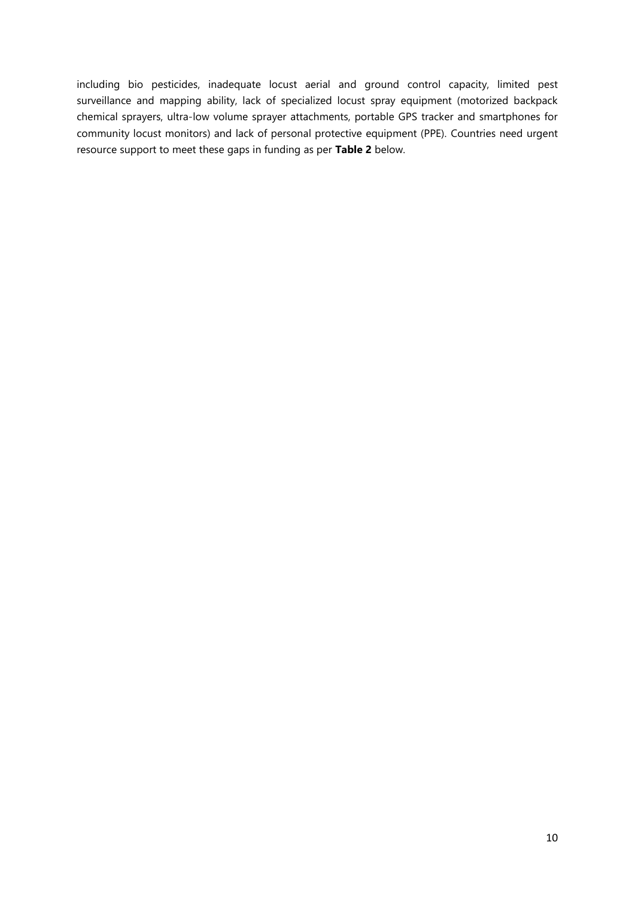including bio pesticides, inadequate locust aerial and ground control capacity, limited pest surveillance and mapping ability, lack of specialized locust spray equipment (motorized backpack chemical sprayers, ultra-low volume sprayer attachments, portable GPS tracker and smartphones for community locust monitors) and lack of personal protective equipment (PPE). Countries need urgent resource support to meet these gaps in funding as per **Table 2** below.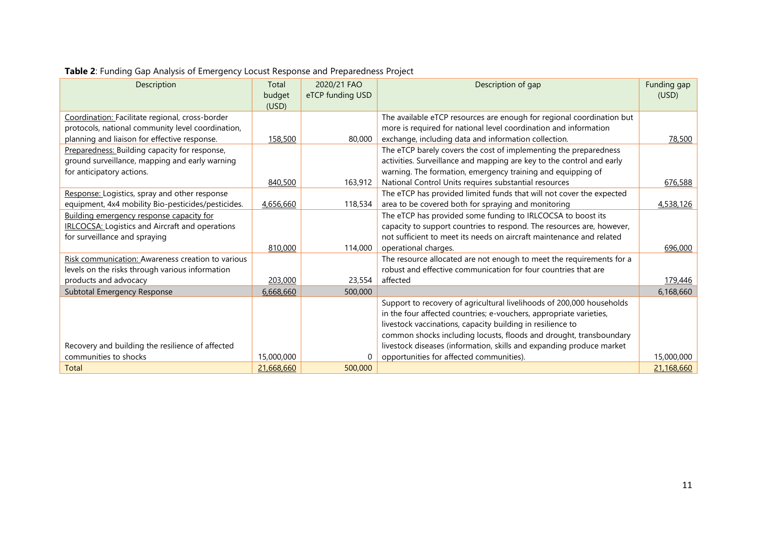**Table 2**: Funding Gap Analysis of Emergency Locust Response and Preparedness Project

| Description | Total budget (USD) | 2020/21 FAO eTCP funding USD | Description of gap | Funding gap (USD) |
|---|---|---|---|---|
| Coordination: Facilitate regional, cross-border protocols, national community level coordination, planning and liaison for effective response. | 158,500 | 80,000 | The available eTCP resources are enough for regional coordination but more is required for national level coordination and information exchange, including data and information collection. | 78,500 |
| Preparedness: Building capacity for response, ground surveillance, mapping and early warning for anticipatory actions. | 840,500 | 163,912 | The eTCP barely covers the cost of implementing the preparedness activities. Surveillance and mapping are key to the control and early warning. The formation, emergency training and equipping of National Control Units requires substantial resources | 676,588 |
| Response: Logistics, spray and other response equipment, 4x4 mobility Bio-pesticides/pesticides. | 4,656,660 | 118,534 | The eTCP has provided limited funds that will not cover the expected area to be covered both for spraying and monitoring | 4,538,126 |
| Building emergency response capacity for IRLCOCSA: Logistics and Aircraft and operations for surveillance and spraying | 810,000 | 114,000 | The eTCP has provided some funding to IRLCOCSA to boost its capacity to support countries to respond. The resources are, however, not sufficient to meet its needs on aircraft maintenance and related operational charges. | 696,000 |
| Risk communication: Awareness creation to various levels on the risks through various information products and advocacy | 203,000 | 23,554 | The resource allocated are not enough to meet the requirements for a robust and effective communication for four countries that are affected | 179,446 |
| Subtotal Emergency Response | 6,668,660 | 500,000 | | 6,168,660 |
| Recovery and building the resilience of affected communities to shocks | 15,000,000 | 0 | Support to recovery of agricultural livelihoods of 200,000 households in the four affected countries; e-vouchers, appropriate varieties, livestock vaccinations, capacity building in resilience to common shocks including locusts, floods and drought, transboundary livestock diseases (information, skills and expanding produce market opportunities for affected communities). | 15,000,000 |
| Total | 21,668,660 | 500,000 | | 21,168,660 |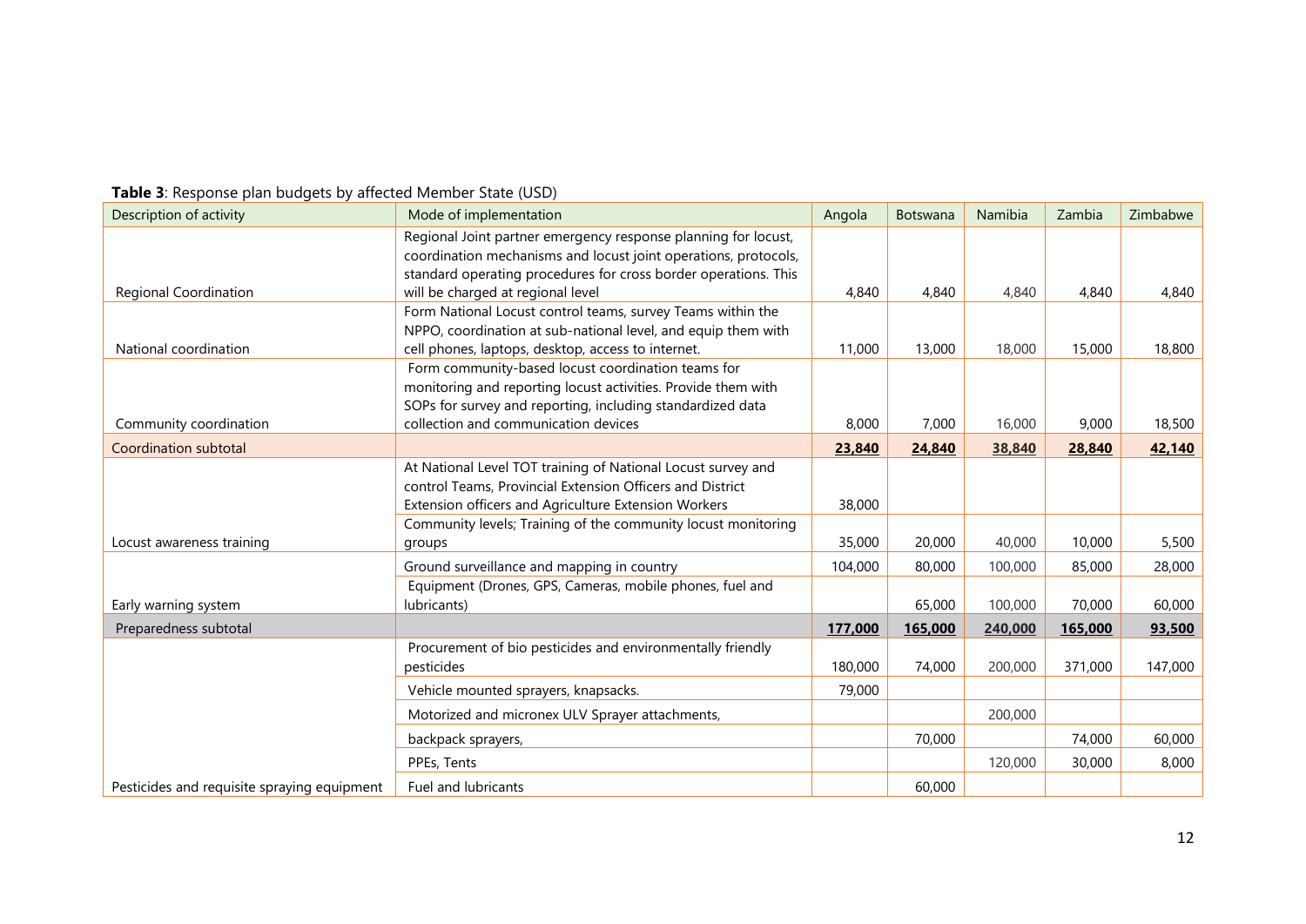**Table 3**: Response plan budgets by affected Member State (USD)

| Description of activity | Mode of implementation | Angola | Botswana | Namibia | Zambia | Zimbabwe |
|---|---|---|---|---|---|---|
| Regional Coordination | Regional Joint partner emergency response planning for locust, coordination mechanisms and locust joint operations, protocols, standard operating procedures for cross border operations. This will be charged at regional level | 4,840 | 4,840 | 4,840 | 4,840 | 4,840 |
| National coordination | Form National Locust control teams, survey Teams within the NPPO, coordination at sub-national level, and equip them with cell phones, laptops, desktop, access to internet. | 11,000 | 13,000 | 18,000 | 15,000 | 18,800 |
| Community coordination | Form community-based locust coordination teams for monitoring and reporting locust activities. Provide them with SOPs for survey and reporting, including standardized data collection and communication devices | 8,000 | 7,000 | 16,000 | 9,000 | 18,500 |
| Coordination subtotal | | **23,840** | **24,840** | **38,840** | **28,840** | **42,140** |
| | At National Level TOT training of National Locust survey and control Teams, Provincial Extension Officers and District Extension officers and Agriculture Extension Workers | 38,000 | | | | |
| Locust awareness training | Community levels; Training of the community locust monitoring groups | 35,000 | 20,000 | 40,000 | 10,000 | 5,500 |
| | Ground surveillance and mapping in country | 104,000 | 80,000 | 100,000 | 85,000 | 28,000 |
| Early warning system | Equipment (Drones, GPS, Cameras, mobile phones, fuel and lubricants) | | 65,000 | 100,000 | 70,000 | 60,000 |
| Preparedness subtotal | | **177,000** | **165,000** | **240,000** | **165,000** | **93,500** |
| | Procurement of bio pesticides and environmentally friendly pesticides | 180,000 | 74,000 | 200,000 | 371,000 | 147,000 |
| | Vehicle mounted sprayers, knapsacks. | 79,000 | | | | |
| | Motorized and micronex ULV Sprayer attachments, | | | 200,000 | | |
| | backpack sprayers, | | 70,000 | | 74,000 | 60,000 |
| | PPEs, Tents | | | 120,000 | 30,000 | 8,000 |
| Pesticides and requisite spraying equipment | Fuel and lubricants | | 60,000 | | | |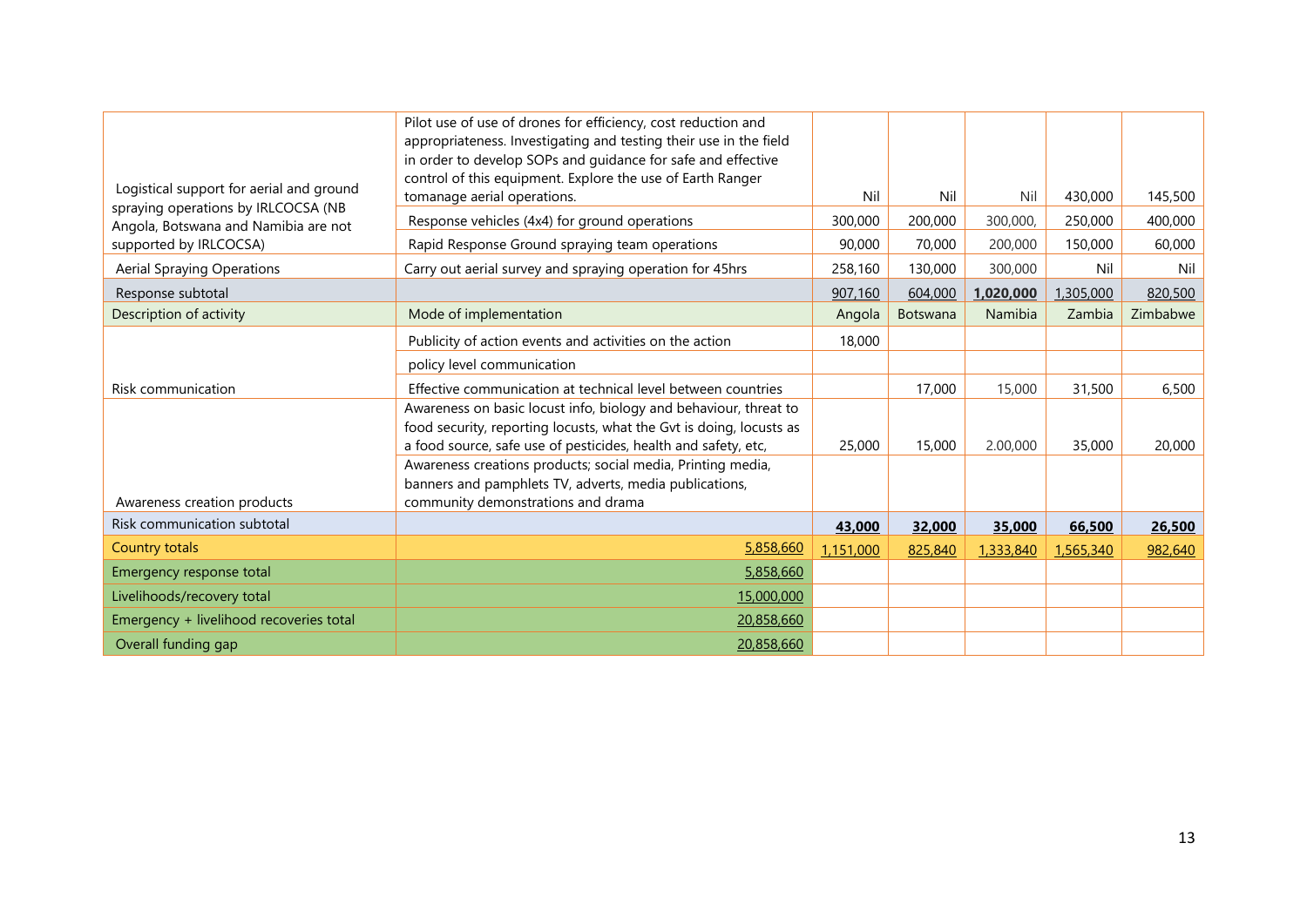| | | | | | | |
|---|---|---|---|---|---|---|
| Logistical support for aerial and ground spraying operations by IRLCOCSA (NB Angola, Botswana and Namibia are not supported by IRLCOCSA) | Pilot use of use of drones for efficiency, cost reduction and appropriateness. Investigating and testing their use in the field in order to develop SOPs and guidance for safe and effective control of this equipment. Explore the use of Earth Ranger tomanage aerial operations. | Nil | Nil | Nil | 430,000 | 145,500 |
| | Response vehicles (4x4) for ground operations | 300,000 | 200,000 | 300,000, | 250,000 | 400,000 |
| | Rapid Response Ground spraying team operations | 90,000 | 70,000 | 200,000 | 150,000 | 60,000 |
| Aerial Spraying Operations | Carry out aerial survey and spraying operation for 45hrs | 258,160 | 130,000 | 300,000 | Nil | Nil |
| Response subtotal | | 907,160 | 604,000 | **1,020,000** | 1,305,000 | 820,500 |
| Description of activity | Mode of implementation | Angola | Botswana | Namibia | Zambia | Zimbabwe |
| Risk communication | Publicity of action events and activities on the action | 18,000 | | | | |
| | policy level communication | | | | | |
| | Effective communication at technical level between countries | | 17,000 | 15,000 | 31,500 | 6,500 |
| Awareness creation products | Awareness on basic locust info, biology and behaviour, threat to food security, reporting locusts, what the Gvt is doing, locusts as a food source, safe use of pesticides, health and safety, etc, | 25,000 | 15,000 | 2.00,000 | 35,000 | 20,000 |
| | Awareness creations products; social media, Printing media, banners and pamphlets TV, adverts, media publications, community demonstrations and drama | | | | | |
| Risk communication subtotal | | **43,000** | **32,000** | **35,000** | **66,500** | **26,500** |
| Country totals | 5,858,660 | 1,151,000 | 825,840 | 1,333,840 | 1,565,340 | 982,640 |
| Emergency response total | 5,858,660 | | | | | |
| Livelihoods/recovery total | 15,000,000 | | | | | |
| Emergency + livelihood recoveries total | 20,858,660 | | | | | |
| Overall funding gap | 20,858,660 | | | | | |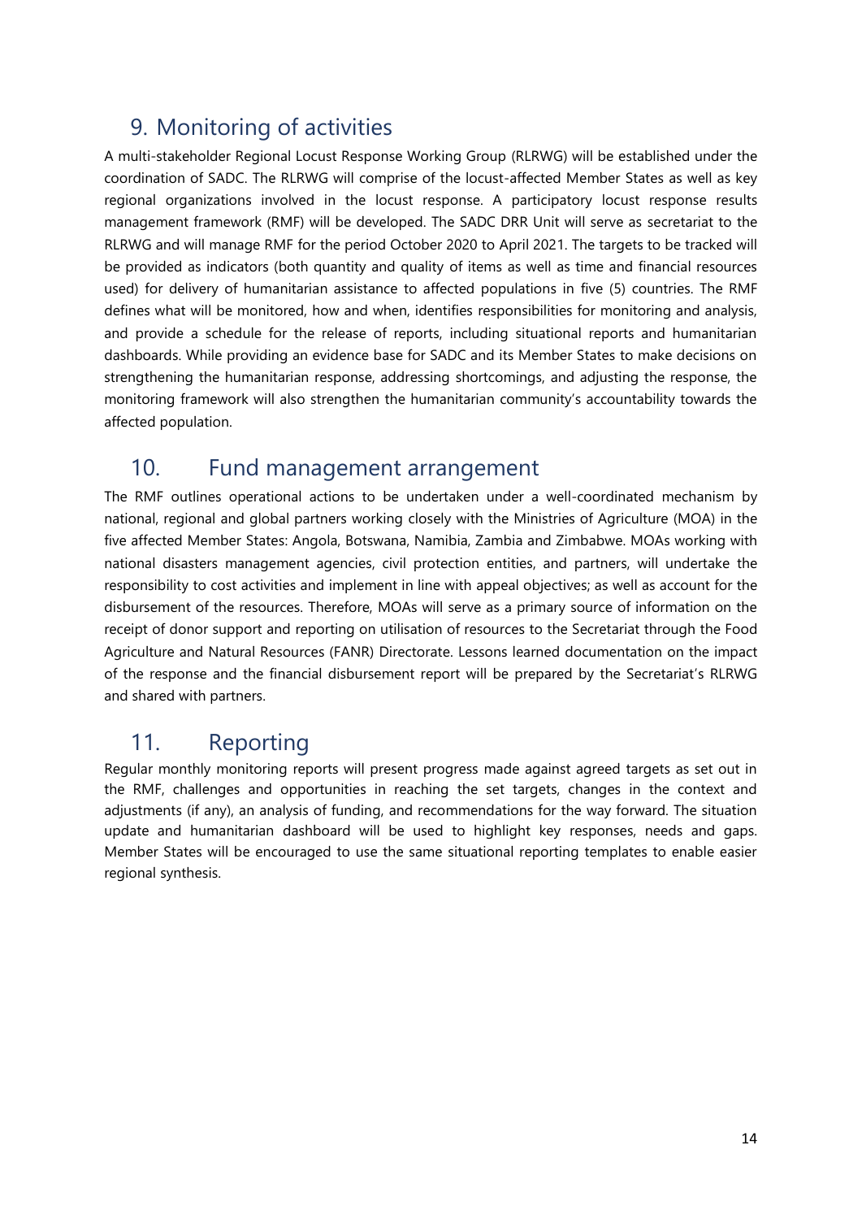## 9. Monitoring of activities

A multi-stakeholder Regional Locust Response Working Group (RLRWG) will be established under the coordination of SADC. The RLRWG will comprise of the locust-affected Member States as well as key regional organizations involved in the locust response. A participatory locust response results management framework (RMF) will be developed. The SADC DRR Unit will serve as secretariat to the RLRWG and will manage RMF for the period October 2020 to April 2021. The targets to be tracked will be provided as indicators (both quantity and quality of items as well as time and financial resources used) for delivery of humanitarian assistance to affected populations in five (5) countries. The RMF defines what will be monitored, how and when, identifies responsibilities for monitoring and analysis, and provide a schedule for the release of reports, including situational reports and humanitarian dashboards. While providing an evidence base for SADC and its Member States to make decisions on strengthening the humanitarian response, addressing shortcomings, and adjusting the response, the monitoring framework will also strengthen the humanitarian community's accountability towards the affected population.

## 10. Fund management arrangement

The RMF outlines operational actions to be undertaken under a well-coordinated mechanism by national, regional and global partners working closely with the Ministries of Agriculture (MOA) in the five affected Member States: Angola, Botswana, Namibia, Zambia and Zimbabwe. MOAs working with national disasters management agencies, civil protection entities, and partners, will undertake the responsibility to cost activities and implement in line with appeal objectives; as well as account for the disbursement of the resources. Therefore, MOAs will serve as a primary source of information on the receipt of donor support and reporting on utilisation of resources to the Secretariat through the Food Agriculture and Natural Resources (FANR) Directorate. Lessons learned documentation on the impact of the response and the financial disbursement report will be prepared by the Secretariat's RLRWG and shared with partners.

## 11. Reporting

Regular monthly monitoring reports will present progress made against agreed targets as set out in the RMF, challenges and opportunities in reaching the set targets, changes in the context and adjustments (if any), an analysis of funding, and recommendations for the way forward. The situation update and humanitarian dashboard will be used to highlight key responses, needs and gaps. Member States will be encouraged to use the same situational reporting templates to enable easier regional synthesis.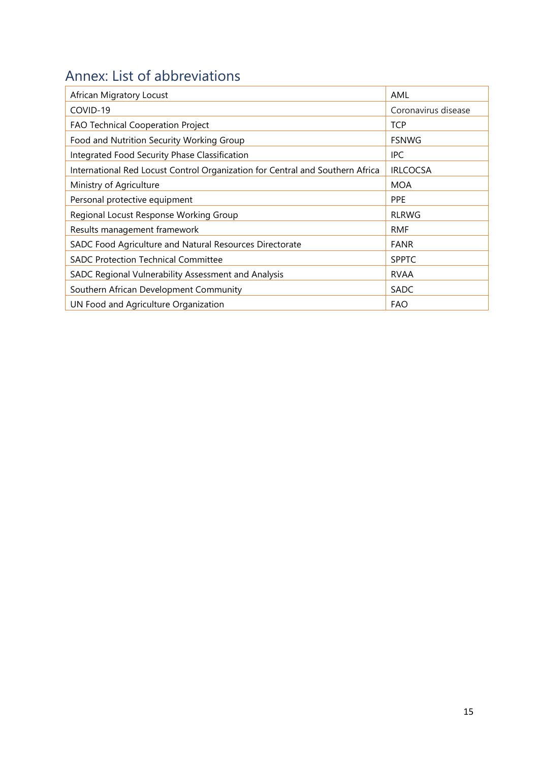## Annex: List of abbreviations

| | |
|---|---|
| African Migratory Locust | AML |
| COVID-19 | Coronavirus disease |
| FAO Technical Cooperation Project | TCP |
| Food and Nutrition Security Working Group | FSNWG |
| Integrated Food Security Phase Classification | IPC |
| International Red Locust Control Organization for Central and Southern Africa | IRLCOCSA |
| Ministry of Agriculture | MOA |
| Personal protective equipment | PPE |
| Regional Locust Response Working Group | RLRWG |
| Results management framework | RMF |
| SADC Food Agriculture and Natural Resources Directorate | FANR |
| SADC Protection Technical Committee | SPPTC |
| SADC Regional Vulnerability Assessment and Analysis | RVAA |
| Southern African Development Community | SADC |
| UN Food and Agriculture Organization | FAO |